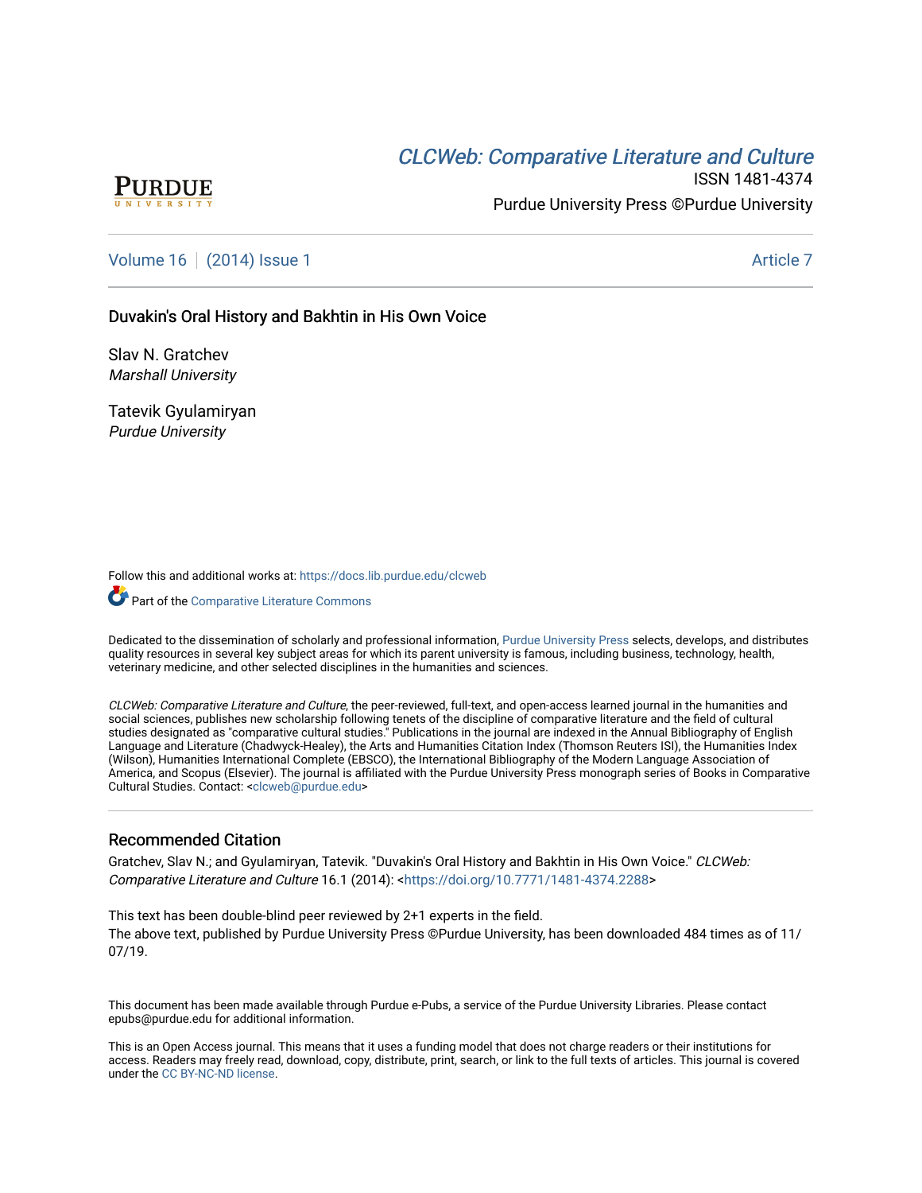CLCWeb: Comparative Literature and Culture

ISSN 1481-4374

Purdue University Press ©Purdue University

Volume 16 | (2014) Issue 1 Article 7

# Duvakin's Oral History and Bakhtin in His Own Voice

Slav N. Gratchev
*Marshall University*

Tatevik Gyulamiryan
*Purdue University*

Follow this and additional works at: https://docs.lib.purdue.edu/clcweb

Part of the Comparative Literature Commons

Dedicated to the dissemination of scholarly and professional information, Purdue University Press selects, develops, and distributes quality resources in several key subject areas for which its parent university is famous, including business, technology, health, veterinary medicine, and other selected disciplines in the humanities and sciences.

*CLCWeb: Comparative Literature and Culture*, the peer-reviewed, full-text, and open-access learned journal in the humanities and social sciences, publishes new scholarship following tenets of the discipline of comparative literature and the field of cultural studies designated as "comparative cultural studies." Publications in the journal are indexed in the Annual Bibliography of English Language and Literature (Chadwyck-Healey), the Arts and Humanities Citation Index (Thomson Reuters ISI), the Humanities Index (Wilson), Humanities International Complete (EBSCO), the International Bibliography of the Modern Language Association of America, and Scopus (Elsevier). The journal is affiliated with the Purdue University Press monograph series of Books in Comparative Cultural Studies. Contact: <clcweb@purdue.edu>

## Recommended Citation

Gratchev, Slav N.; and Gyulamiryan, Tatevik. "Duvakin's Oral History and Bakhtin in His Own Voice." *CLCWeb: Comparative Literature and Culture* 16.1 (2014): <https://doi.org/10.7771/1481-4374.2288>

This text has been double-blind peer reviewed by 2+1 experts in the field.
The above text, published by Purdue University Press ©Purdue University, has been downloaded 484 times as of 11/07/19.

This document has been made available through Purdue e-Pubs, a service of the Purdue University Libraries. Please contact epubs@purdue.edu for additional information.

This is an Open Access journal. This means that it uses a funding model that does not charge readers or their institutions for access. Readers may freely read, download, copy, distribute, print, search, or link to the full texts of articles. This journal is covered under the CC BY-NC-ND license.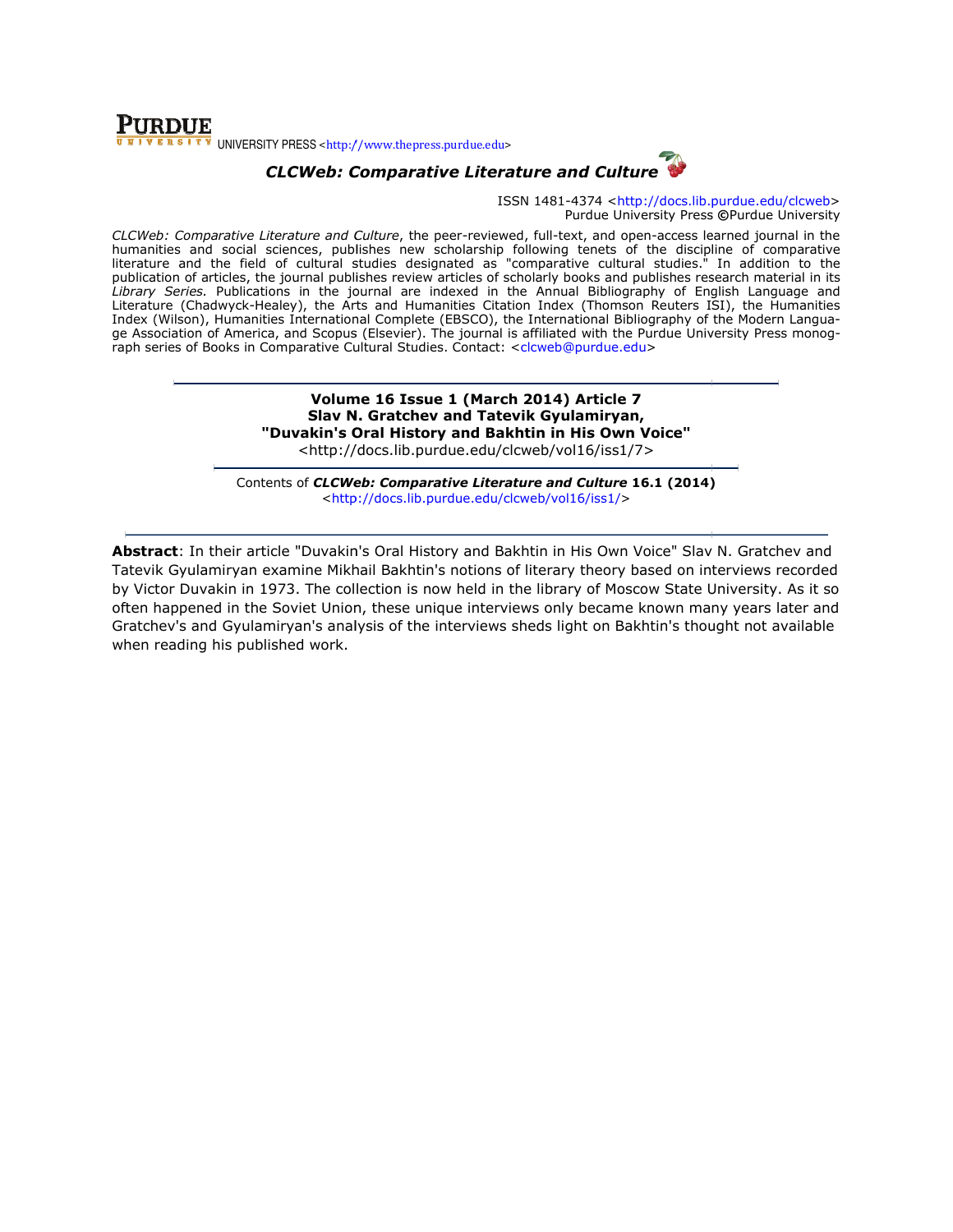**PURDUE** UNIVERSITY PRESS <http://www.thepress.purdue.edu>

## *CLCWeb: Comparative Literature and Culture*

ISSN 1481-4374 <http://docs.lib.purdue.edu/clcweb>
Purdue University Press ©Purdue University

*CLCWeb: Comparative Literature and Culture*, the peer-reviewed, full-text, and open-access learned journal in the humanities and social sciences, publishes new scholarship following tenets of the discipline of comparative literature and the field of cultural studies designated as "comparative cultural studies." In addition to the publication of articles, the journal publishes review articles of scholarly books and publishes research material in its *Library Series.* Publications in the journal are indexed in the Annual Bibliography of English Language and Literature (Chadwyck-Healey), the Arts and Humanities Citation Index (Thomson Reuters ISI), the Humanities Index (Wilson), Humanities International Complete (EBSCO), the International Bibliography of the Modern Language Association of America, and Scopus (Elsevier). The journal is affiliated with the Purdue University Press monograph series of Books in Comparative Cultural Studies. Contact: <clcweb@purdue.edu>

---

**Volume 16 Issue 1 (March 2014) Article 7**
**Slav N. Gratchev and Tatevik Gyulamiryan,**
**"Duvakin's Oral History and Bakhtin in His Own Voice"**
<http://docs.lib.purdue.edu/clcweb/vol16/iss1/7>

---

Contents of ***CLCWeb: Comparative Literature and Culture* 16.1 (2014)**
<http://docs.lib.purdue.edu/clcweb/vol16/iss1/>

---

**Abstract**: In their article "Duvakin's Oral History and Bakhtin in His Own Voice" Slav N. Gratchev and Tatevik Gyulamiryan examine Mikhail Bakhtin's notions of literary theory based on interviews recorded by Victor Duvakin in 1973. The collection is now held in the library of Moscow State University. As it so often happened in the Soviet Union, these unique interviews only became known many years later and Gratchev's and Gyulamiryan's analysis of the interviews sheds light on Bakhtin's thought not available when reading his published work.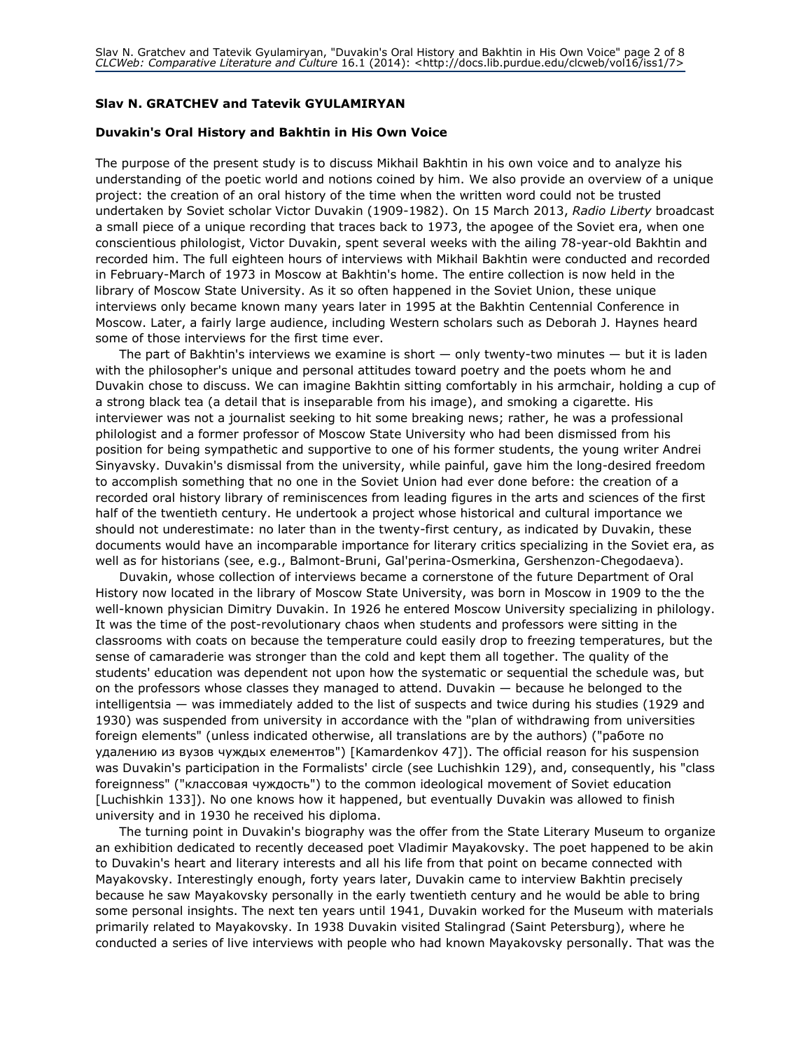**Slav N. GRATCHEV and Tatevik GYULAMIRYAN**

**Duvakin's Oral History and Bakhtin in His Own Voice**

The purpose of the present study is to discuss Mikhail Bakhtin in his own voice and to analyze his understanding of the poetic world and notions coined by him. We also provide an overview of a unique project: the creation of an oral history of the time when the written word could not be trusted undertaken by Soviet scholar Victor Duvakin (1909-1982). On 15 March 2013, *Radio Liberty* broadcast a small piece of a unique recording that traces back to 1973, the apogee of the Soviet era, when one conscientious philologist, Victor Duvakin, spent several weeks with the ailing 78-year-old Bakhtin and recorded him. The full eighteen hours of interviews with Mikhail Bakhtin were conducted and recorded in February-March of 1973 in Moscow at Bakhtin's home. The entire collection is now held in the library of Moscow State University. As it so often happened in the Soviet Union, these unique interviews only became known many years later in 1995 at the Bakhtin Centennial Conference in Moscow. Later, a fairly large audience, including Western scholars such as Deborah J. Haynes heard some of those interviews for the first time ever.

The part of Bakhtin's interviews we examine is short — only twenty-two minutes — but it is laden with the philosopher's unique and personal attitudes toward poetry and the poets whom he and Duvakin chose to discuss. We can imagine Bakhtin sitting comfortably in his armchair, holding a cup of a strong black tea (a detail that is inseparable from his image), and smoking a cigarette. His interviewer was not a journalist seeking to hit some breaking news; rather, he was a professional philologist and a former professor of Moscow State University who had been dismissed from his position for being sympathetic and supportive to one of his former students, the young writer Andrei Sinyavsky. Duvakin's dismissal from the university, while painful, gave him the long-desired freedom to accomplish something that no one in the Soviet Union had ever done before: the creation of a recorded oral history library of reminiscences from leading figures in the arts and sciences of the first half of the twentieth century. He undertook a project whose historical and cultural importance we should not underestimate: no later than in the twenty-first century, as indicated by Duvakin, these documents would have an incomparable importance for literary critics specializing in the Soviet era, as well as for historians (see, e.g., Balmont-Bruni, Gal'perina-Osmerkina, Gershenzon-Chegodaeva).

Duvakin, whose collection of interviews became a cornerstone of the future Department of Oral History now located in the library of Moscow State University, was born in Moscow in 1909 to the the well-known physician Dimitry Duvakin. In 1926 he entered Moscow University specializing in philology. It was the time of the post-revolutionary chaos when students and professors were sitting in the classrooms with coats on because the temperature could easily drop to freezing temperatures, but the sense of camaraderie was stronger than the cold and kept them all together. The quality of the students' education was dependent not upon how the systematic or sequential the schedule was, but on the professors whose classes they managed to attend. Duvakin — because he belonged to the intelligentsia — was immediately added to the list of suspects and twice during his studies (1929 and 1930) was suspended from university in accordance with the "plan of withdrawing from universities foreign elements" (unless indicated otherwise, all translations are by the authors) ("работе по удалению из вузов чуждых елементов") [Kamardenkov 47]). The official reason for his suspension was Duvakin's participation in the Formalists' circle (see Luchishkin 129), and, consequently, his "class foreignness" ("классовая чуждость") to the common ideological movement of Soviet education [Luchishkin 133]). No one knows how it happened, but eventually Duvakin was allowed to finish university and in 1930 he received his diploma.

The turning point in Duvakin's biography was the offer from the State Literary Museum to organize an exhibition dedicated to recently deceased poet Vladimir Mayakovsky. The poet happened to be akin to Duvakin's heart and literary interests and all his life from that point on became connected with Mayakovsky. Interestingly enough, forty years later, Duvakin came to interview Bakhtin precisely because he saw Mayakovsky personally in the early twentieth century and he would be able to bring some personal insights. The next ten years until 1941, Duvakin worked for the Museum with materials primarily related to Mayakovsky. In 1938 Duvakin visited Stalingrad (Saint Petersburg), where he conducted a series of live interviews with people who had known Mayakovsky personally. That was the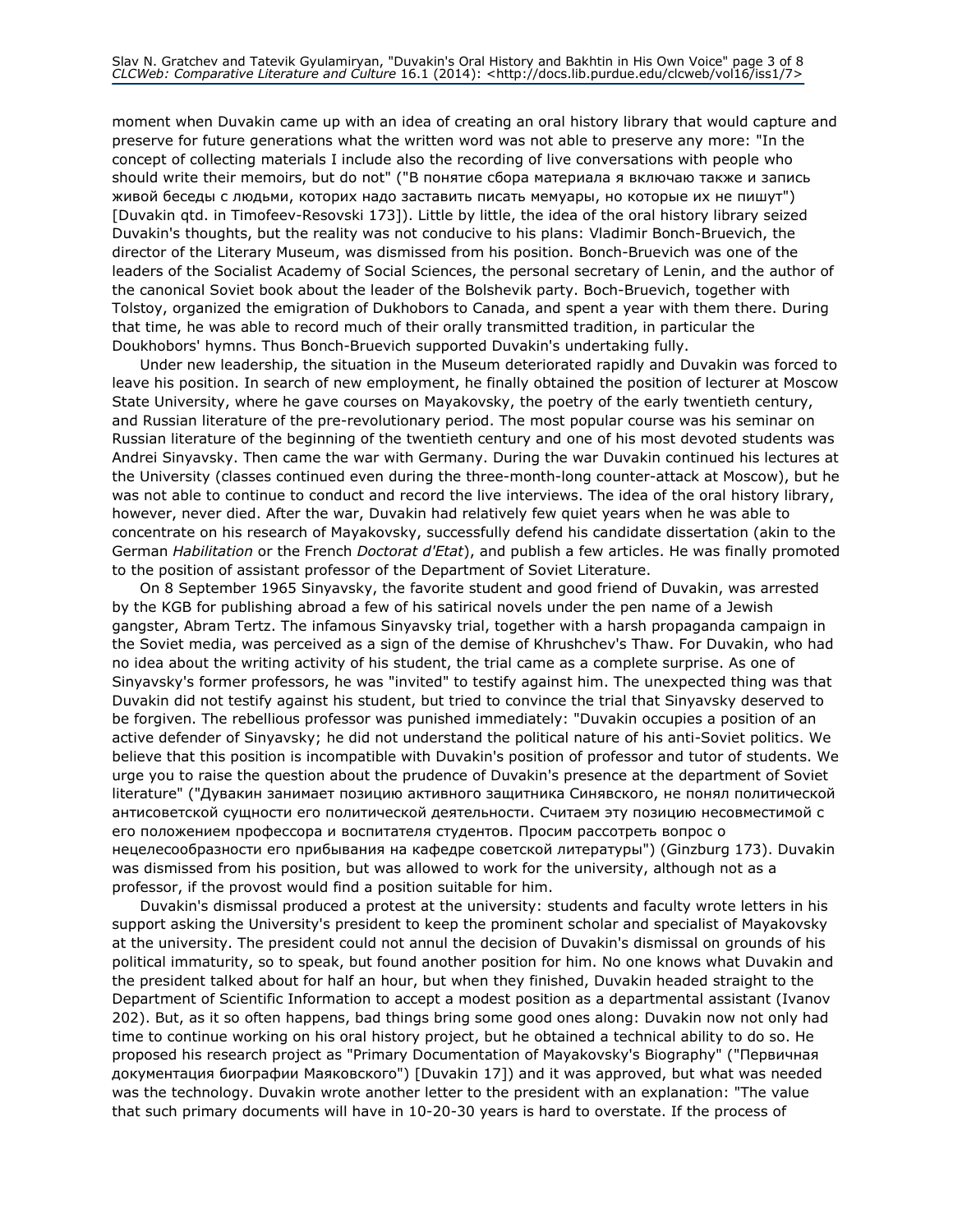moment when Duvakin came up with an idea of creating an oral history library that would capture and preserve for future generations what the written word was not able to preserve any more: "In the concept of collecting materials I include also the recording of live conversations with people who should write their memoirs, but do not" ("В понятие сбора материала я включаю также и запись живой беседы с людьми, которих надо заставить писать мемуары, но которые их не пишут") [Duvakin qtd. in Timofeev-Resovski 173]). Little by little, the idea of the oral history library seized Duvakin's thoughts, but the reality was not conducive to his plans: Vladimir Bonch-Bruevich, the director of the Literary Museum, was dismissed from his position. Bonch-Bruevich was one of the leaders of the Socialist Academy of Social Sciences, the personal secretary of Lenin, and the author of the canonical Soviet book about the leader of the Bolshevik party. Boch-Bruevich, together with Tolstoy, organized the emigration of Dukhobors to Canada, and spent a year with them there. During that time, he was able to record much of their orally transmitted tradition, in particular the Doukhobors' hymns. Thus Bonch-Bruevich supported Duvakin's undertaking fully.

Under new leadership, the situation in the Museum deteriorated rapidly and Duvakin was forced to leave his position. In search of new employment, he finally obtained the position of lecturer at Moscow State University, where he gave courses on Mayakovsky, the poetry of the early twentieth century, and Russian literature of the pre-revolutionary period. The most popular course was his seminar on Russian literature of the beginning of the twentieth century and one of his most devoted students was Andrei Sinyavsky. Then came the war with Germany. During the war Duvakin continued his lectures at the University (classes continued even during the three-month-long counter-attack at Moscow), but he was not able to continue to conduct and record the live interviews. The idea of the oral history library, however, never died. After the war, Duvakin had relatively few quiet years when he was able to concentrate on his research of Mayakovsky, successfully defend his candidate dissertation (akin to the German *Habilitation* or the French *Doctorat d'Etat*), and publish a few articles. He was finally promoted to the position of assistant professor of the Department of Soviet Literature.

On 8 September 1965 Sinyavsky, the favorite student and good friend of Duvakin, was arrested by the KGB for publishing abroad a few of his satirical novels under the pen name of a Jewish gangster, Abram Tertz. The infamous Sinyavsky trial, together with a harsh propaganda campaign in the Soviet media, was perceived as a sign of the demise of Khrushchev's Thaw. For Duvakin, who had no idea about the writing activity of his student, the trial came as a complete surprise. As one of Sinyavsky's former professors, he was "invited" to testify against him. The unexpected thing was that Duvakin did not testify against his student, but tried to convince the trial that Sinyavsky deserved to be forgiven. The rebellious professor was punished immediately: "Duvakin occupies a position of an active defender of Sinyavsky; he did not understand the political nature of his anti-Soviet politics. We believe that this position is incompatible with Duvakin's position of professor and tutor of students. We urge you to raise the question about the prudence of Duvakin's presence at the department of Soviet literature" ("Дувакин занимает позицию активного защитника Синявского, не понял политической антисоветской сущности его политической деятельности. Считаем эту позицию несовместимой с его положением профессора и воспитателя студентов. Просим рассотреть вопрос о нецелесообразности его прибывания на кафедре советской литературы") (Ginzburg 173). Duvakin was dismissed from his position, but was allowed to work for the university, although not as a professor, if the provost would find a position suitable for him.

Duvakin's dismissal produced a protest at the university: students and faculty wrote letters in his support asking the University's president to keep the prominent scholar and specialist of Mayakovsky at the university. The president could not annul the decision of Duvakin's dismissal on grounds of his political immaturity, so to speak, but found another position for him. No one knows what Duvakin and the president talked about for half an hour, but when they finished, Duvakin headed straight to the Department of Scientific Information to accept a modest position as a departmental assistant (Ivanov 202). But, as it so often happens, bad things bring some good ones along: Duvakin now not only had time to continue working on his oral history project, but he obtained a technical ability to do so. He proposed his research project as "Primary Documentation of Mayakovsky's Biography" ("Первичная документация биографии Маяковского") [Duvakin 17]) and it was approved, but what was needed was the technology. Duvakin wrote another letter to the president with an explanation: "The value that such primary documents will have in 10-20-30 years is hard to overstate. If the process of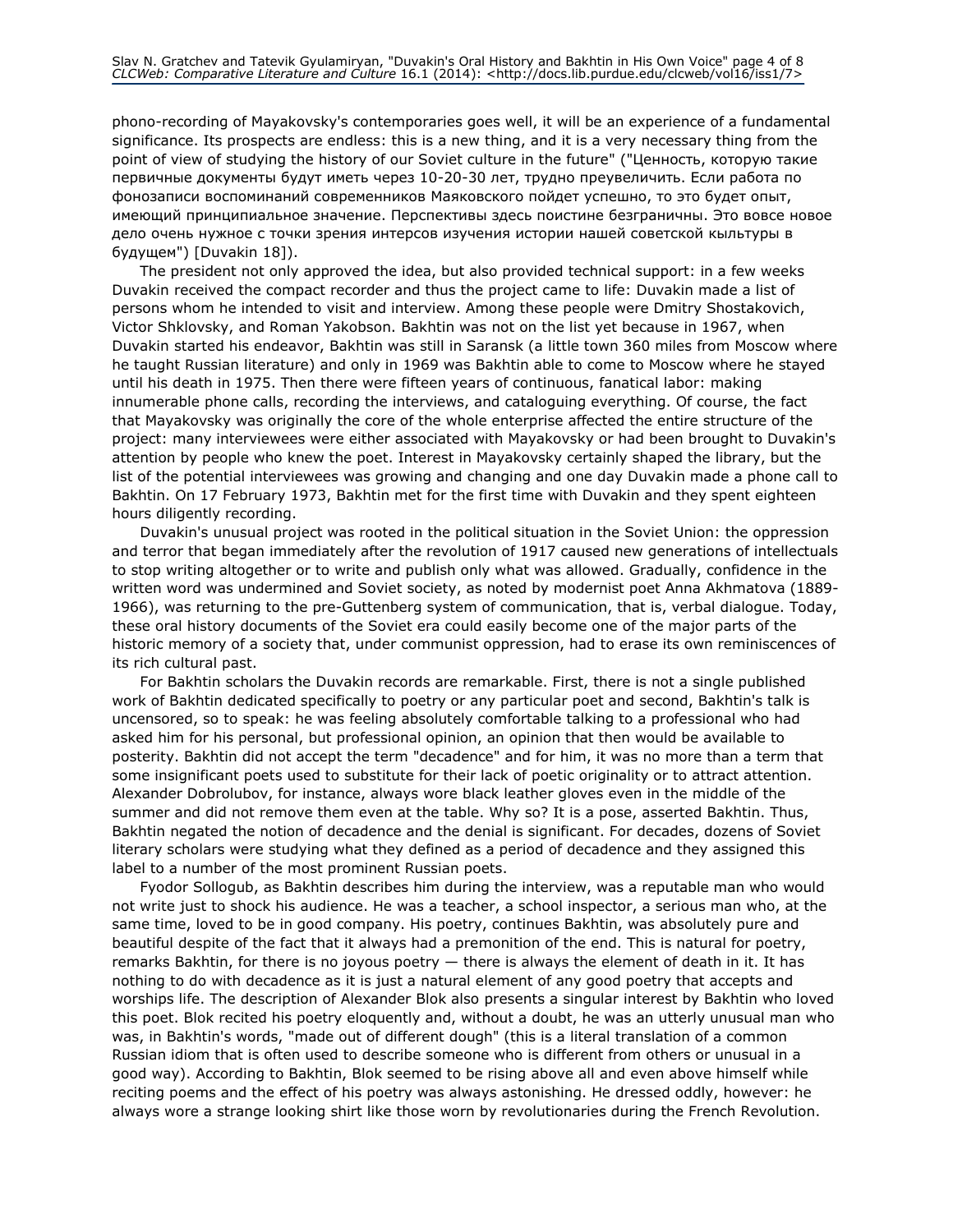phono-recording of Mayakovsky's contemporaries goes well, it will be an experience of a fundamental significance. Its prospects are endless: this is a new thing, and it is a very necessary thing from the point of view of studying the history of our Soviet culture in the future" ("Ценность, которую такие первичные документы будут иметь через 10-20-30 лет, трудно преувеличить. Если работа по фонозаписи воспоминаний современников Маяковского пойдет успешно, то это будет опыт, имеющий принципиальное значение. Перспективы здесь поистине безграничны. Это вовсе новое дело очень нужное с точки зрения интерсов изучения истории нашей советской кыльтуры в будущем") [Duvakin 18]).

The president not only approved the idea, but also provided technical support: in a few weeks Duvakin received the compact recorder and thus the project came to life: Duvakin made a list of persons whom he intended to visit and interview. Among these people were Dmitry Shostakovich, Victor Shklovsky, and Roman Yakobson. Bakhtin was not on the list yet because in 1967, when Duvakin started his endeavor, Bakhtin was still in Saransk (a little town 360 miles from Moscow where he taught Russian literature) and only in 1969 was Bakhtin able to come to Moscow where he stayed until his death in 1975. Then there were fifteen years of continuous, fanatical labor: making innumerable phone calls, recording the interviews, and cataloguing everything. Of course, the fact that Mayakovsky was originally the core of the whole enterprise affected the entire structure of the project: many interviewees were either associated with Mayakovsky or had been brought to Duvakin's attention by people who knew the poet. Interest in Mayakovsky certainly shaped the library, but the list of the potential interviewees was growing and changing and one day Duvakin made a phone call to Bakhtin. On 17 February 1973, Bakhtin met for the first time with Duvakin and they spent eighteen hours diligently recording.

Duvakin's unusual project was rooted in the political situation in the Soviet Union: the oppression and terror that began immediately after the revolution of 1917 caused new generations of intellectuals to stop writing altogether or to write and publish only what was allowed. Gradually, confidence in the written word was undermined and Soviet society, as noted by modernist poet Anna Akhmatova (1889-1966), was returning to the pre-Guttenberg system of communication, that is, verbal dialogue. Today, these oral history documents of the Soviet era could easily become one of the major parts of the historic memory of a society that, under communist oppression, had to erase its own reminiscences of its rich cultural past.

For Bakhtin scholars the Duvakin records are remarkable. First, there is not a single published work of Bakhtin dedicated specifically to poetry or any particular poet and second, Bakhtin's talk is uncensored, so to speak: he was feeling absolutely comfortable talking to a professional who had asked him for his personal, but professional opinion, an opinion that then would be available to posterity. Bakhtin did not accept the term "decadence" and for him, it was no more than a term that some insignificant poets used to substitute for their lack of poetic originality or to attract attention. Alexander Dobrolubov, for instance, always wore black leather gloves even in the middle of the summer and did not remove them even at the table. Why so? It is a pose, asserted Bakhtin. Thus, Bakhtin negated the notion of decadence and the denial is significant. For decades, dozens of Soviet literary scholars were studying what they defined as a period of decadence and they assigned this label to a number of the most prominent Russian poets.

Fyodor Sollogub, as Bakhtin describes him during the interview, was a reputable man who would not write just to shock his audience. He was a teacher, a school inspector, a serious man who, at the same time, loved to be in good company. His poetry, continues Bakhtin, was absolutely pure and beautiful despite of the fact that it always had a premonition of the end. This is natural for poetry, remarks Bakhtin, for there is no joyous poetry — there is always the element of death in it. It has nothing to do with decadence as it is just a natural element of any good poetry that accepts and worships life. The description of Alexander Blok also presents a singular interest by Bakhtin who loved this poet. Blok recited his poetry eloquently and, without a doubt, he was an utterly unusual man who was, in Bakhtin's words, "made out of different dough" (this is a literal translation of a common Russian idiom that is often used to describe someone who is different from others or unusual in a good way). According to Bakhtin, Blok seemed to be rising above all and even above himself while reciting poems and the effect of his poetry was always astonishing. He dressed oddly, however: he always wore a strange looking shirt like those worn by revolutionaries during the French Revolution.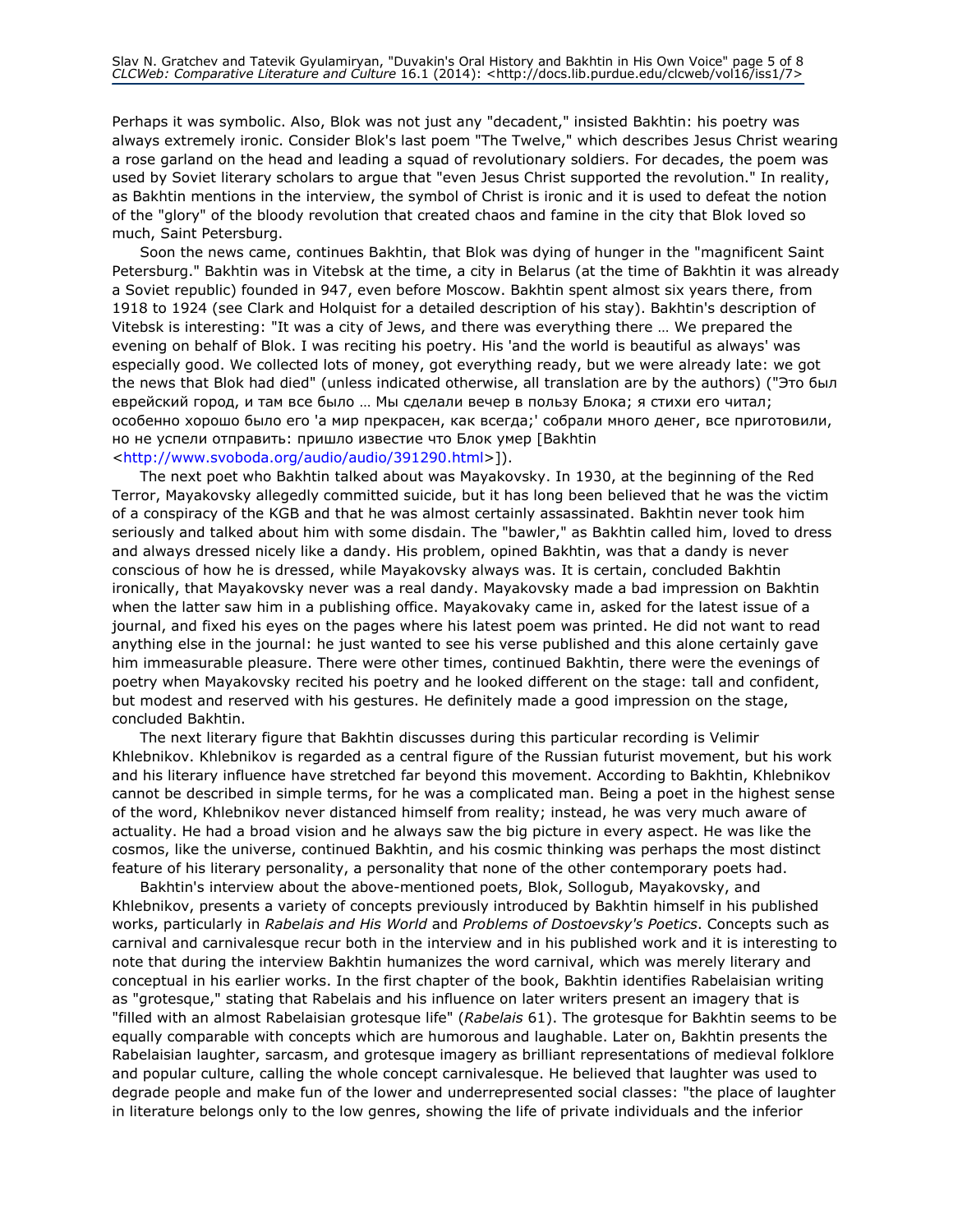Perhaps it was symbolic. Also, Blok was not just any "decadent," insisted Bakhtin: his poetry was always extremely ironic. Consider Blok's last poem "The Twelve," which describes Jesus Christ wearing a rose garland on the head and leading a squad of revolutionary soldiers. For decades, the poem was used by Soviet literary scholars to argue that "even Jesus Christ supported the revolution." In reality, as Bakhtin mentions in the interview, the symbol of Christ is ironic and it is used to defeat the notion of the "glory" of the bloody revolution that created chaos and famine in the city that Blok loved so much, Saint Petersburg.

Soon the news came, continues Bakhtin, that Blok was dying of hunger in the "magnificent Saint Petersburg." Bakhtin was in Vitebsk at the time, a city in Belarus (at the time of Bakhtin it was already a Soviet republic) founded in 947, even before Moscow. Bakhtin spent almost six years there, from 1918 to 1924 (see Clark and Holquist for a detailed description of his stay). Bakhtin's description of Vitebsk is interesting: "It was a city of Jews, and there was everything there … We prepared the evening on behalf of Blok. I was reciting his poetry. His 'and the world is beautiful as always' was especially good. We collected lots of money, got everything ready, but we were already late: we got the news that Blok had died" (unless indicated otherwise, all translation are by the authors) ("Это был еврейский город, и там все было … Мы сделали вечер в пользу Блока; я стихи его читал; особенно хорошо было его 'а мир прекрасен, как всегда;' собрали много денег, все приготовили, но не успели отправить: пришло известие что Блок умер [Bakhtin <http://www.svoboda.org/audio/audio/391290.html>]).

The next poet who Bakhtin talked about was Mayakovsky. In 1930, at the beginning of the Red Terror, Mayakovsky allegedly committed suicide, but it has long been believed that he was the victim of a conspiracy of the KGB and that he was almost certainly assassinated. Bakhtin never took him seriously and talked about him with some disdain. The "bawler," as Bakhtin called him, loved to dress and always dressed nicely like a dandy. His problem, opined Bakhtin, was that a dandy is never conscious of how he is dressed, while Mayakovsky always was. It is certain, concluded Bakhtin ironically, that Mayakovsky never was a real dandy. Mayakovsky made a bad impression on Bakhtin when the latter saw him in a publishing office. Mayakovaky came in, asked for the latest issue of a journal, and fixed his eyes on the pages where his latest poem was printed. He did not want to read anything else in the journal: he just wanted to see his verse published and this alone certainly gave him immeasurable pleasure. There were other times, continued Bakhtin, there were the evenings of poetry when Mayakovsky recited his poetry and he looked different on the stage: tall and confident, but modest and reserved with his gestures. He definitely made a good impression on the stage, concluded Bakhtin.

The next literary figure that Bakhtin discusses during this particular recording is Velimir Khlebnikov. Khlebnikov is regarded as a central figure of the Russian futurist movement, but his work and his literary influence have stretched far beyond this movement. According to Bakhtin, Khlebnikov cannot be described in simple terms, for he was a complicated man. Being a poet in the highest sense of the word, Khlebnikov never distanced himself from reality; instead, he was very much aware of actuality. He had a broad vision and he always saw the big picture in every aspect. He was like the cosmos, like the universe, continued Bakhtin, and his cosmic thinking was perhaps the most distinct feature of his literary personality, a personality that none of the other contemporary poets had.

Bakhtin's interview about the above-mentioned poets, Blok, Sollogub, Mayakovsky, and Khlebnikov, presents a variety of concepts previously introduced by Bakhtin himself in his published works, particularly in *Rabelais and His World* and *Problems of Dostoevsky's Poetics*. Concepts such as carnival and carnivalesque recur both in the interview and in his published work and it is interesting to note that during the interview Bakhtin humanizes the word carnival, which was merely literary and conceptual in his earlier works. In the first chapter of the book, Bakhtin identifies Rabelaisian writing as "grotesque," stating that Rabelais and his influence on later writers present an imagery that is "filled with an almost Rabelaisian grotesque life" (*Rabelais* 61). The grotesque for Bakhtin seems to be equally comparable with concepts which are humorous and laughable. Later on, Bakhtin presents the Rabelaisian laughter, sarcasm, and grotesque imagery as brilliant representations of medieval folklore and popular culture, calling the whole concept carnivalesque. He believed that laughter was used to degrade people and make fun of the lower and underrepresented social classes: "the place of laughter in literature belongs only to the low genres, showing the life of private individuals and the inferior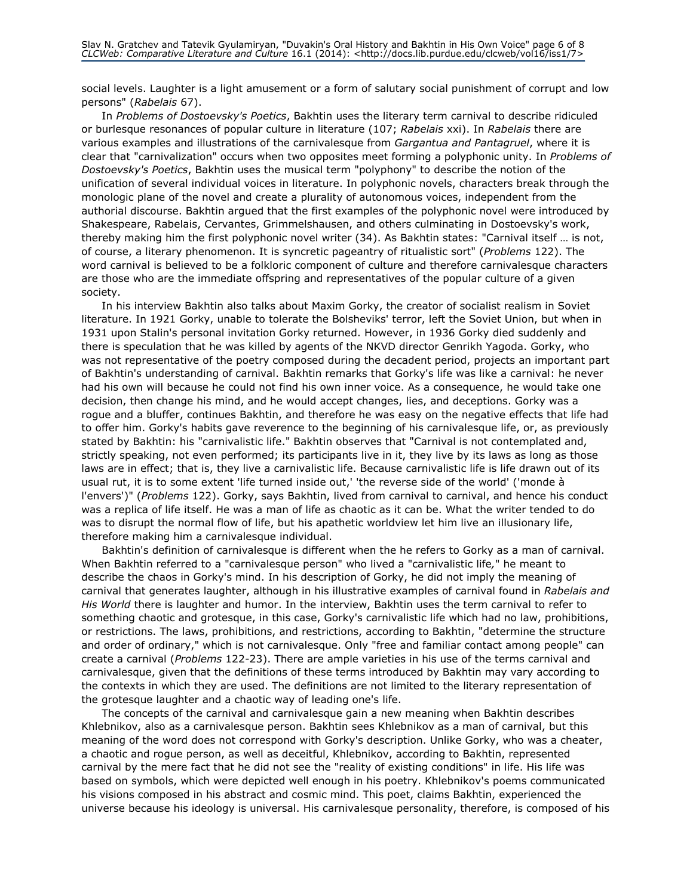social levels. Laughter is a light amusement or a form of salutary social punishment of corrupt and low persons" (*Rabelais* 67).

In *Problems of Dostoevsky's Poetics*, Bakhtin uses the literary term carnival to describe ridiculed or burlesque resonances of popular culture in literature (107; *Rabelais* xxi). In *Rabelais* there are various examples and illustrations of the carnivalesque from *Gargantua and Pantagruel*, where it is clear that "carnivalization" occurs when two opposites meet forming a polyphonic unity. In *Problems of Dostoevsky's Poetics*, Bakhtin uses the musical term "polyphony" to describe the notion of the unification of several individual voices in literature. In polyphonic novels, characters break through the monologic plane of the novel and create a plurality of autonomous voices, independent from the authorial discourse. Bakhtin argued that the first examples of the polyphonic novel were introduced by Shakespeare, Rabelais, Cervantes, Grimmelshausen, and others culminating in Dostoevsky's work, thereby making him the first polyphonic novel writer (34). As Bakhtin states: "Carnival itself … is not, of course, a literary phenomenon. It is syncretic pageantry of ritualistic sort" (*Problems* 122). The word carnival is believed to be a folkloric component of culture and therefore carnivalesque characters are those who are the immediate offspring and representatives of the popular culture of a given society.

In his interview Bakhtin also talks about Maxim Gorky, the creator of socialist realism in Soviet literature. In 1921 Gorky, unable to tolerate the Bolsheviks' terror, left the Soviet Union, but when in 1931 upon Stalin's personal invitation Gorky returned. However, in 1936 Gorky died suddenly and there is speculation that he was killed by agents of the NKVD director Genrikh Yagoda. Gorky, who was not representative of the poetry composed during the decadent period, projects an important part of Bakhtin's understanding of carnival. Bakhtin remarks that Gorky's life was like a carnival: he never had his own will because he could not find his own inner voice. As a consequence, he would take one decision, then change his mind, and he would accept changes, lies, and deceptions. Gorky was a rogue and a bluffer, continues Bakhtin, and therefore he was easy on the negative effects that life had to offer him. Gorky's habits gave reverence to the beginning of his carnivalesque life, or, as previously stated by Bakhtin: his "carnivalistic life." Bakhtin observes that "Carnival is not contemplated and, strictly speaking, not even performed; its participants live in it, they live by its laws as long as those laws are in effect; that is, they live a carnivalistic life. Because carnivalistic life is life drawn out of its usual rut, it is to some extent 'life turned inside out,' 'the reverse side of the world' ('monde à l'envers')" (*Problems* 122). Gorky, says Bakhtin, lived from carnival to carnival, and hence his conduct was a replica of life itself. He was a man of life as chaotic as it can be. What the writer tended to do was to disrupt the normal flow of life, but his apathetic worldview let him live an illusionary life, therefore making him a carnivalesque individual.

Bakhtin's definition of carnivalesque is different when the he refers to Gorky as a man of carnival. When Bakhtin referred to a "carnivalesque person" who lived a "carnivalistic life," he meant to describe the chaos in Gorky's mind. In his description of Gorky, he did not imply the meaning of carnival that generates laughter, although in his illustrative examples of carnival found in *Rabelais and His World* there is laughter and humor. In the interview, Bakhtin uses the term carnival to refer to something chaotic and grotesque, in this case, Gorky's carnivalistic life which had no law, prohibitions, or restrictions. The laws, prohibitions, and restrictions, according to Bakhtin, "determine the structure and order of ordinary," which is not carnivalesque. Only "free and familiar contact among people" can create a carnival (*Problems* 122-23). There are ample varieties in his use of the terms carnival and carnivalesque, given that the definitions of these terms introduced by Bakhtin may vary according to the contexts in which they are used. The definitions are not limited to the literary representation of the grotesque laughter and a chaotic way of leading one's life.

The concepts of the carnival and carnivalesque gain a new meaning when Bakhtin describes Khlebnikov, also as a carnivalesque person. Bakhtin sees Khlebnikov as a man of carnival, but this meaning of the word does not correspond with Gorky's description. Unlike Gorky, who was a cheater, a chaotic and rogue person, as well as deceitful, Khlebnikov, according to Bakhtin, represented carnival by the mere fact that he did not see the "reality of existing conditions" in life. His life was based on symbols, which were depicted well enough in his poetry. Khlebnikov's poems communicated his visions composed in his abstract and cosmic mind. This poet, claims Bakhtin, experienced the universe because his ideology is universal. His carnivalesque personality, therefore, is composed of his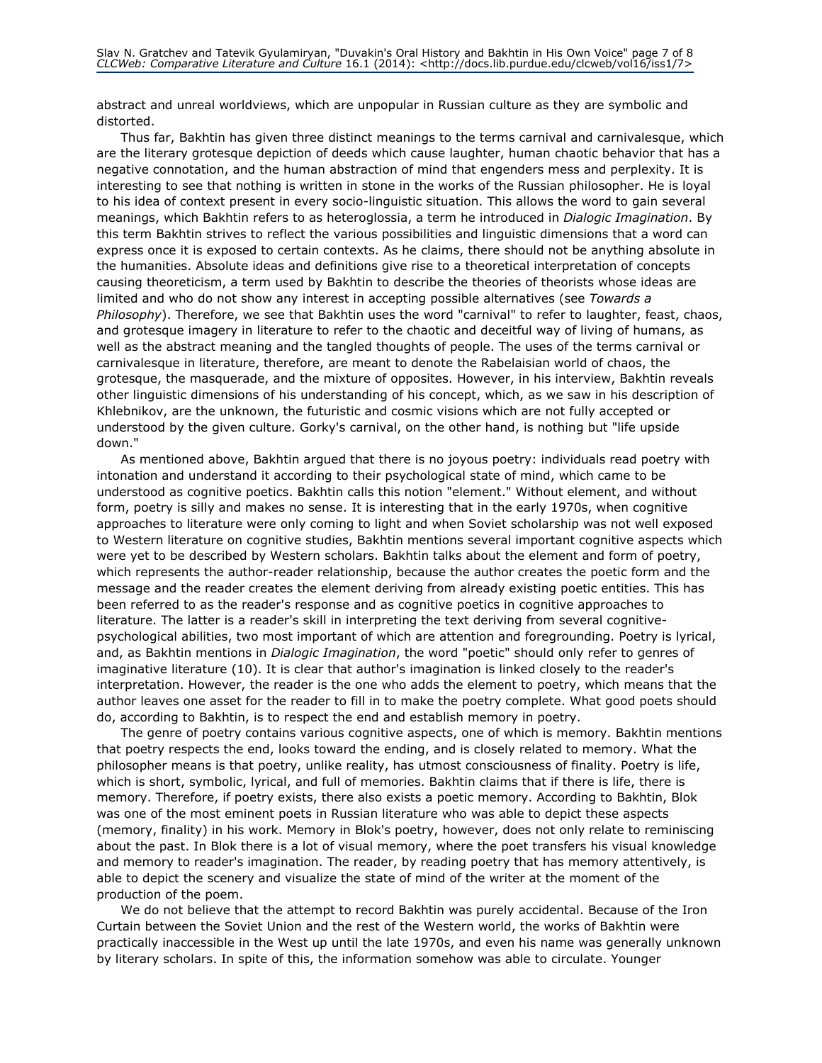abstract and unreal worldviews, which are unpopular in Russian culture as they are symbolic and distorted.

Thus far, Bakhtin has given three distinct meanings to the terms carnival and carnivalesque, which are the literary grotesque depiction of deeds which cause laughter, human chaotic behavior that has a negative connotation, and the human abstraction of mind that engenders mess and perplexity. It is interesting to see that nothing is written in stone in the works of the Russian philosopher. He is loyal to his idea of context present in every socio-linguistic situation. This allows the word to gain several meanings, which Bakhtin refers to as heteroglossia, a term he introduced in *Dialogic Imagination*. By this term Bakhtin strives to reflect the various possibilities and linguistic dimensions that a word can express once it is exposed to certain contexts. As he claims, there should not be anything absolute in the humanities. Absolute ideas and definitions give rise to a theoretical interpretation of concepts causing theoreticism, a term used by Bakhtin to describe the theories of theorists whose ideas are limited and who do not show any interest in accepting possible alternatives (see *Towards a Philosophy*). Therefore, we see that Bakhtin uses the word "carnival" to refer to laughter, feast, chaos, and grotesque imagery in literature to refer to the chaotic and deceitful way of living of humans, as well as the abstract meaning and the tangled thoughts of people. The uses of the terms carnival or carnivalesque in literature, therefore, are meant to denote the Rabelaisian world of chaos, the grotesque, the masquerade, and the mixture of opposites. However, in his interview, Bakhtin reveals other linguistic dimensions of his understanding of his concept, which, as we saw in his description of Khlebnikov, are the unknown, the futuristic and cosmic visions which are not fully accepted or understood by the given culture. Gorky's carnival, on the other hand, is nothing but "life upside down."

As mentioned above, Bakhtin argued that there is no joyous poetry: individuals read poetry with intonation and understand it according to their psychological state of mind, which came to be understood as cognitive poetics. Bakhtin calls this notion "element." Without element, and without form, poetry is silly and makes no sense. It is interesting that in the early 1970s, when cognitive approaches to literature were only coming to light and when Soviet scholarship was not well exposed to Western literature on cognitive studies, Bakhtin mentions several important cognitive aspects which were yet to be described by Western scholars. Bakhtin talks about the element and form of poetry, which represents the author-reader relationship, because the author creates the poetic form and the message and the reader creates the element deriving from already existing poetic entities. This has been referred to as the reader's response and as cognitive poetics in cognitive approaches to literature. The latter is a reader's skill in interpreting the text deriving from several cognitive-psychological abilities, two most important of which are attention and foregrounding. Poetry is lyrical, and, as Bakhtin mentions in *Dialogic Imagination*, the word "poetic" should only refer to genres of imaginative literature (10). It is clear that author's imagination is linked closely to the reader's interpretation. However, the reader is the one who adds the element to poetry, which means that the author leaves one asset for the reader to fill in to make the poetry complete. What good poets should do, according to Bakhtin, is to respect the end and establish memory in poetry.

The genre of poetry contains various cognitive aspects, one of which is memory. Bakhtin mentions that poetry respects the end, looks toward the ending, and is closely related to memory. What the philosopher means is that poetry, unlike reality, has utmost consciousness of finality. Poetry is life, which is short, symbolic, lyrical, and full of memories. Bakhtin claims that if there is life, there is memory. Therefore, if poetry exists, there also exists a poetic memory. According to Bakhtin, Blok was one of the most eminent poets in Russian literature who was able to depict these aspects (memory, finality) in his work. Memory in Blok's poetry, however, does not only relate to reminiscing about the past. In Blok there is a lot of visual memory, where the poet transfers his visual knowledge and memory to reader's imagination. The reader, by reading poetry that has memory attentively, is able to depict the scenery and visualize the state of mind of the writer at the moment of the production of the poem.

We do not believe that the attempt to record Bakhtin was purely accidental. Because of the Iron Curtain between the Soviet Union and the rest of the Western world, the works of Bakhtin were practically inaccessible in the West up until the late 1970s, and even his name was generally unknown by literary scholars. In spite of this, the information somehow was able to circulate. Younger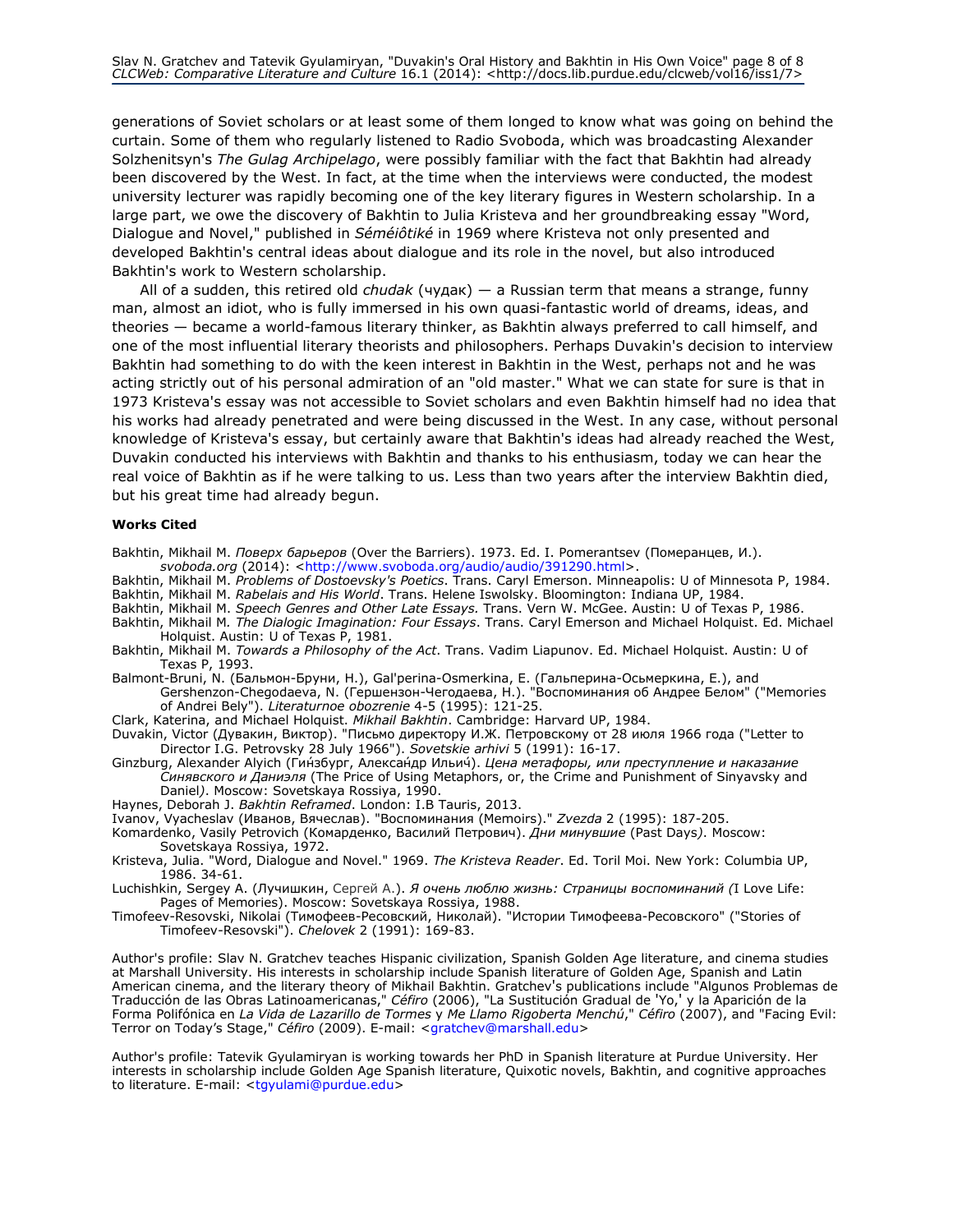generations of Soviet scholars or at least some of them longed to know what was going on behind the curtain. Some of them who regularly listened to Radio Svoboda, which was broadcasting Alexander Solzhenitsyn's *The Gulag Archipelago*, were possibly familiar with the fact that Bakhtin had already been discovered by the West. In fact, at the time when the interviews were conducted, the modest university lecturer was rapidly becoming one of the key literary figures in Western scholarship. In a large part, we owe the discovery of Bakhtin to Julia Kristeva and her groundbreaking essay "Word, Dialogue and Novel," published in *Séméiôtiké* in 1969 where Kristeva not only presented and developed Bakhtin's central ideas about dialogue and its role in the novel, but also introduced Bakhtin's work to Western scholarship.

All of a sudden, this retired old *chudak* (чудак) — a Russian term that means a strange, funny man, almost an idiot, who is fully immersed in his own quasi-fantastic world of dreams, ideas, and theories — became a world-famous literary thinker, as Bakhtin always preferred to call himself, and one of the most influential literary theorists and philosophers. Perhaps Duvakin's decision to interview Bakhtin had something to do with the keen interest in Bakhtin in the West, perhaps not and he was acting strictly out of his personal admiration of an "old master." What we can state for sure is that in 1973 Kristeva's essay was not accessible to Soviet scholars and even Bakhtin himself had no idea that his works had already penetrated and were being discussed in the West. In any case, without personal knowledge of Kristeva's essay, but certainly aware that Bakhtin's ideas had already reached the West, Duvakin conducted his interviews with Bakhtin and thanks to his enthusiasm, today we can hear the real voice of Bakhtin as if he were talking to us. Less than two years after the interview Bakhtin died, but his great time had already begun.

**Works Cited**

Bakhtin, Mikhail M. *Поверх барьеров* (Over the Barriers). 1973. Ed. I. Pomerantsev (Померанцев, И.). *svoboda.org* (2014): <http://www.svoboda.org/audio/audio/391290.html>.

Bakhtin, Mikhail M. *Problems of Dostoevsky's Poetics*. Trans. Caryl Emerson. Minneapolis: U of Minnesota P, 1984.

Bakhtin, Mikhail M. *Rabelais and His World*. Trans. Helene Iswolsky. Bloomington: Indiana UP, 1984.

Bakhtin, Mikhail M. *Speech Genres and Other Late Essays.* Trans. Vern W. McGee. Austin: U of Texas P, 1986.

Bakhtin, Mikhail M. *The Dialogic Imagination: Four Essays*. Trans. Caryl Emerson and Michael Holquist. Ed. Michael Holquist. Austin: U of Texas P, 1981.

Bakhtin, Mikhail M. *Towards a Philosophy of the Act*. Trans. Vadim Liapunov. Ed. Michael Holquist. Austin: U of Texas P, 1993.

Balmont-Bruni, N. (Бальмон-Бруни, Н.), Gal'perina-Osmerkina, E. (Гальперина-Осьмеркина, Е.), and Gershenzon-Chegodaeva, N. (Гершензон-Чегодаева, Н.). "Воспоминания об Андрее Белом" ("Memories of Andrei Bely"). *Literaturnoe obozrenie* 4-5 (1995): 121-25.

Clark, Katerina, and Michael Holquist. *Mikhail Bakhtin*. Cambridge: Harvard UP, 1984.

Duvakin, Victor (Дувакин, Виктор). "Письмо директору И.Ж. Петровскому от 28 июля 1966 года ("Letter to Director I.G. Petrovsky 28 July 1966"). *Sovetskie arhivi* 5 (1991): 16-17.

Ginzburg, Alexander Alyich (Ги́нзбург, Алекса́ндр Ильи́ч). *Цена метафоры, или преступление и наказание Синявского и Даниэля* (The Price of Using Metaphors, or, the Crime and Punishment of Sinyavsky and Daniel*)*. Moscow: Sovetskaya Rossiya, 1990.

Haynes, Deborah J. *Bakhtin Reframed*. London: I.B Tauris, 2013.

Ivanov, Vyacheslav (Иванов, Вячеслав). "Воспоминания (Memoirs)." *Zvezda* 2 (1995): 187-205.

Komardenko, Vasily Petrovich (Комарденко, Василий Петрович). *Дни минувшие* (Past Days*)*. Moscow: Sovetskaya Rossiya, 1972.

Kristeva, Julia. "Word, Dialogue and Novel." 1969. *The Kristeva Reader*. Ed. Toril Moi. New York: Columbia UP, 1986. 34-61.

Luchishkin, Sergey A. (Лучишкин, Сергей А.). *Я очень люблю жизнь: Страницы воспоминаний (*I Love Life: Pages of Memories). Moscow: Sovetskaya Rossiya, 1988.

Timofeev-Resovski, Nikolai (Тимофеев-Ресовский, Николай). "Истории Тимофеева-Ресовского" ("Stories of Timofeev-Resovski"). *Chelovek* 2 (1991): 169-83.

Author's profile: Slav N. Gratchev teaches Hispanic civilization, Spanish Golden Age literature, and cinema studies at Marshall University. His interests in scholarship include Spanish literature of Golden Age, Spanish and Latin American cinema, and the literary theory of Mikhail Bakhtin. Gratchev's publications include "Algunos Problemas de Traducción de las Obras Latinoamericanas," *Céfiro* (2006), "La Sustitución Gradual de 'Yo,' y la Aparición de la Forma Polifónica en *La Vida de Lazarillo de Tormes* y *Me Llamo Rigoberta Menchú*," *Céfiro* (2007), and "Facing Evil: Terror on Today's Stage," *Céfiro* (2009). E-mail: <gratchev@marshall.edu>

Author's profile: Tatevik Gyulamiryan is working towards her PhD in Spanish literature at Purdue University. Her interests in scholarship include Golden Age Spanish literature, Quixotic novels, Bakhtin, and cognitive approaches to literature. E-mail: <tgyulami@purdue.edu>